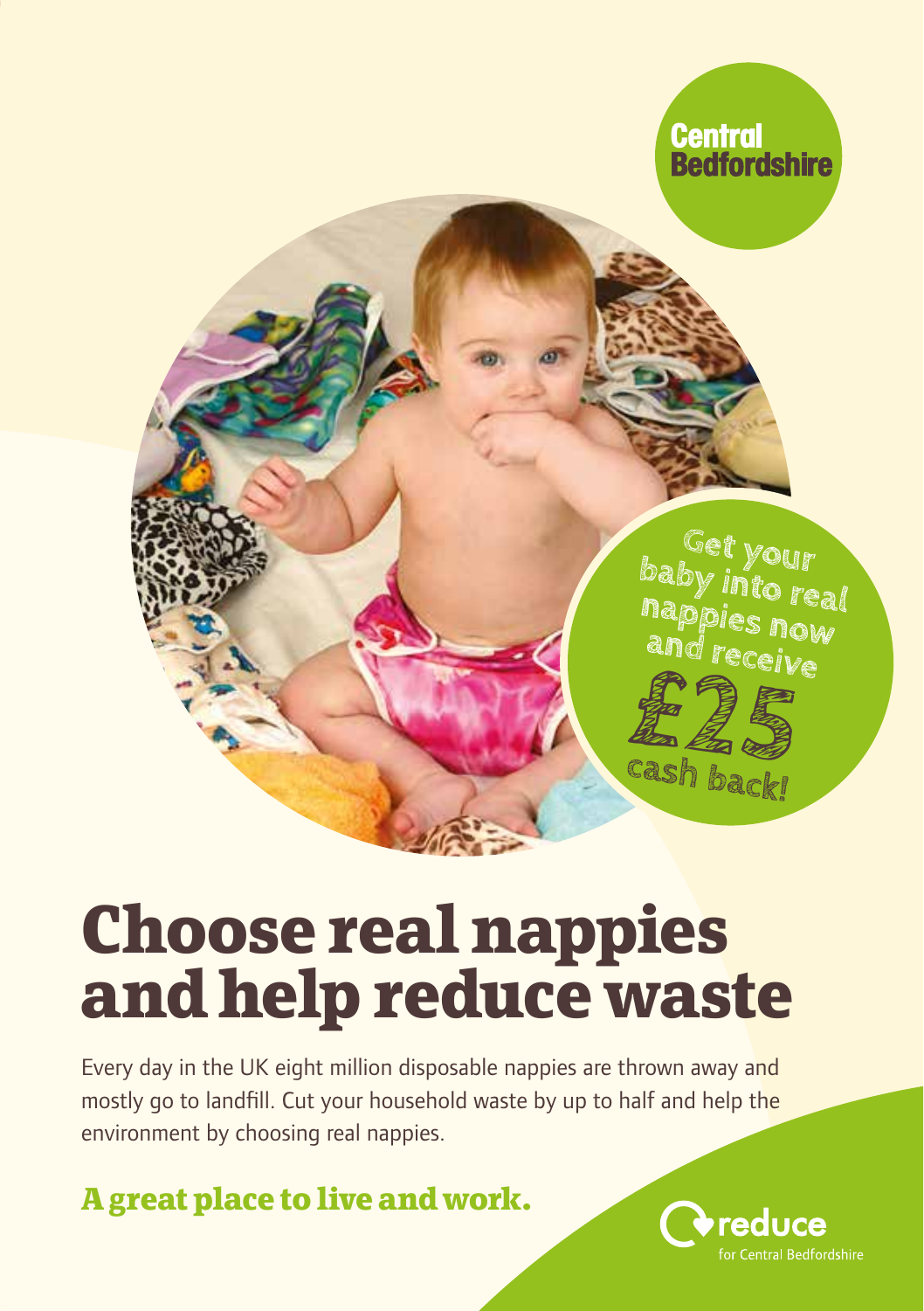Central Bedfordshire

Get your baby into real nappies now and receive **£25 cash back!**

# Choose real nappies and help reduce waste

Every day in the UK eight million disposable nappies are thrown away and mostly go to landfill. Cut your household waste by up to half and help the environment by choosing real nappies.

**A great place to live and work.**

reduce for Central Bedfordshire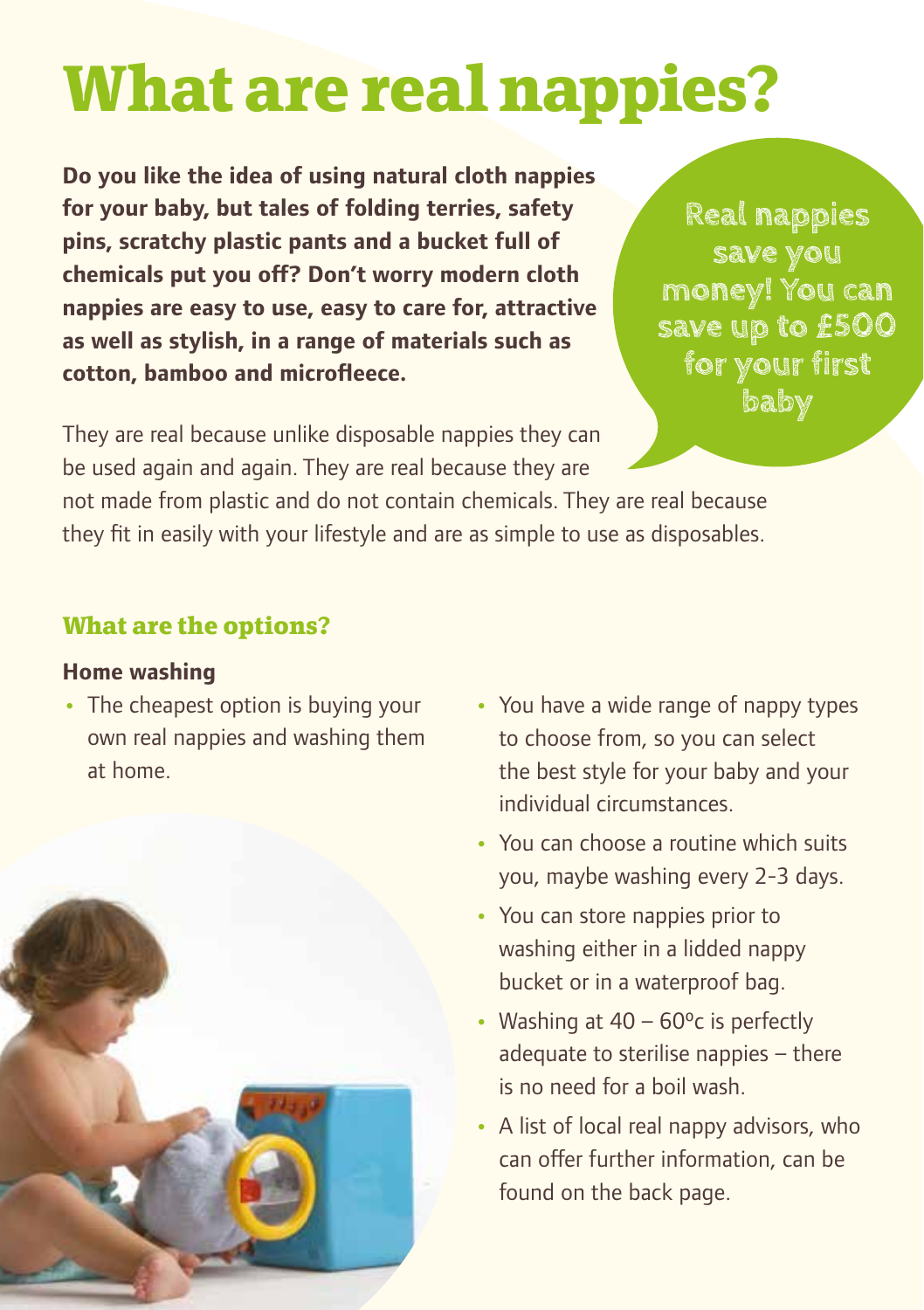# What are real nappies?

**Do you like the idea of using natural cloth nappies for your baby, but tales of folding terries, safety pins, scratchy plastic pants and a bucket full of chemicals put you off? Don't worry modern cloth nappies are easy to use, easy to care for, attractive as well as stylish, in a range of materials such as cotton, bamboo and microfleece.**

Real nappies save you money! You can save up to £500 for your first baby

They are real because unlike disposable nappies they can be used again and again. They are real because they are not made from plastic and do not contain chemicals. They are real because they fit in easily with your lifestyle and are as simple to use as disposables.

## What are the options?

### Home washing

- The cheapest option is buying your own real nappies and washing them at home.
- You have a wide range of nappy types to choose from, so you can select the best style for your baby and your individual circumstances.
- You can choose a routine which suits you, maybe washing every 2-3 days.
- You can store nappies prior to washing either in a lidded nappy bucket or in a waterproof bag.
- Washing at 40 – 60ºc is perfectly adequate to sterilise nappies – there is no need for a boil wash.
- A list of local real nappy advisors, who can offer further information, can be found on the back page.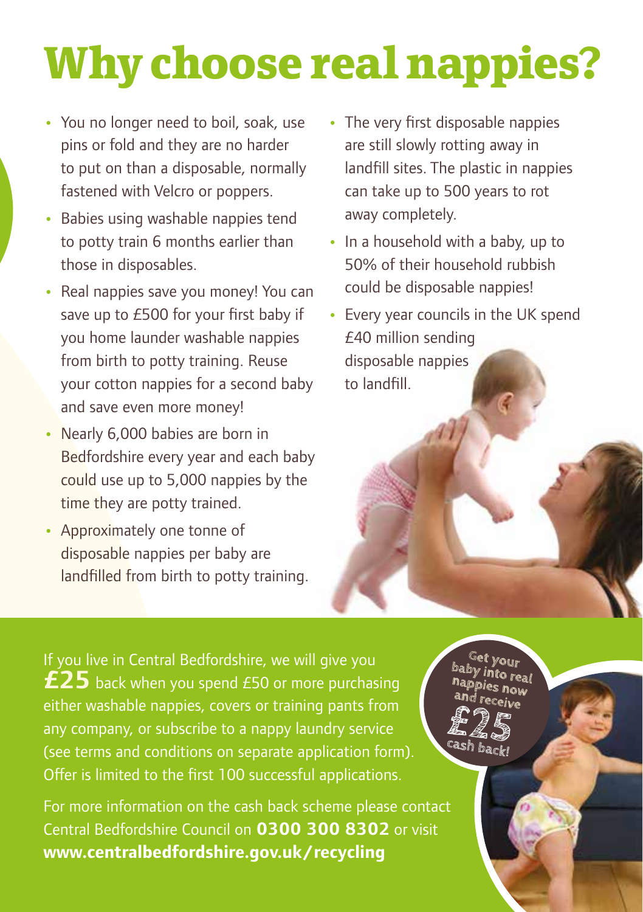# Why choose real nappies?

- You no longer need to boil, soak, use pins or fold and they are no harder to put on than a disposable, normally fastened with Velcro or poppers.
- Babies using washable nappies tend to potty train 6 months earlier than those in disposables.
- Real nappies save you money! You can save up to £500 for your first baby if you home launder washable nappies from birth to potty training. Reuse your cotton nappies for a second baby and save even more money!
- Nearly 6,000 babies are born in Bedfordshire every year and each baby could use up to 5,000 nappies by the time they are potty trained.
- Approximately one tonne of disposable nappies per baby are landfilled from birth to potty training.
- The very first disposable nappies are still slowly rotting away in landfill sites. The plastic in nappies can take up to 500 years to rot away completely.
- In a household with a baby, up to 50% of their household rubbish could be disposable nappies!
- Every year councils in the UK spend £40 million sending disposable nappies to landfill.

If you live in Central Bedfordshire, we will give you **£25** back when you spend £50 or more purchasing either washable nappies, covers or training pants from any company, or subscribe to a nappy laundry service (see terms and conditions on separate application form). Offer is limited to the first 100 successful applications.

Get your baby into real nappies now and receive **£25** cash back!

For more information on the cash back scheme please contact Central Bedfordshire Council on **0300 300 8302** or visit **www.centralbedfordshire.gov.uk/recycling**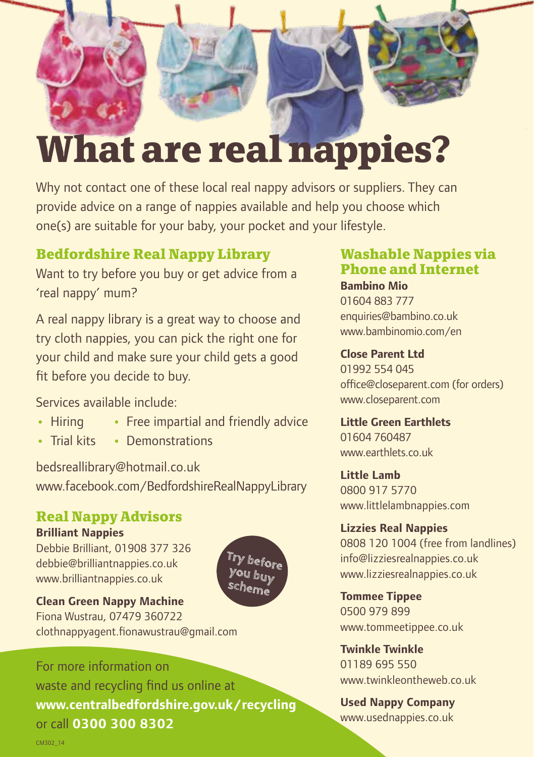# What are real nappies?

Why not contact one of these local real nappy advisors or suppliers. They can provide advice on a range of nappies available and help you choose which one(s) are suitable for your baby, your pocket and your lifestyle.

## Bedfordshire Real Nappy Library

Want to try before you buy or get advice from a 'real nappy' mum?

A real nappy library is a great way to choose and try cloth nappies, you can pick the right one for your child and make sure your child gets a good fit before you decide to buy.

Services available include:

- Hiring
- Trial kits
- Free impartial and friendly advice
- Demonstrations

bedsreallibrary@hotmail.co.uk
www.facebook.com/BedfordshireRealNappyLibrary

## Real Nappy Advisors

**Brilliant Nappies**
Debbie Brilliant, 01908 377 326
debbie@brilliantnappies.co.uk
www.brilliantnappies.co.uk

Try before you buy scheme

**Clean Green Nappy Machine**
Fiona Wustrau, 07479 360722
clothnappyagent.fionawustrau@gmail.com

## Washable Nappies via Phone and Internet

**Bambino Mio**
01604 883 777
enquiries@bambino.co.uk
www.bambinomio.com/en

**Close Parent Ltd**
01992 554 045
office@closeparent.com (for orders)
www.closeparent.com

**Little Green Earthlets**
01604 760487
www.earthlets.co.uk

**Little Lamb**
0800 917 5770
www.littlelambnappies.com

**Lizzies Real Nappies**
0808 120 1004 (free from landlines)
info@lizziesrealnappies.co.uk
www.lizziesrealnappies.co.uk

**Tommee Tippee**
0500 979 899
www.tommeetippee.co.uk

**Twinkle Twinkle**
01189 695 550
www.twinkleontheweb.co.uk

**Used Nappy Company**
www.usednappies.co.uk

For more information on waste and recycling find us online at **www.centralbedfordshire.gov.uk/recycling** or call **0300 300 8302**

CM302_14